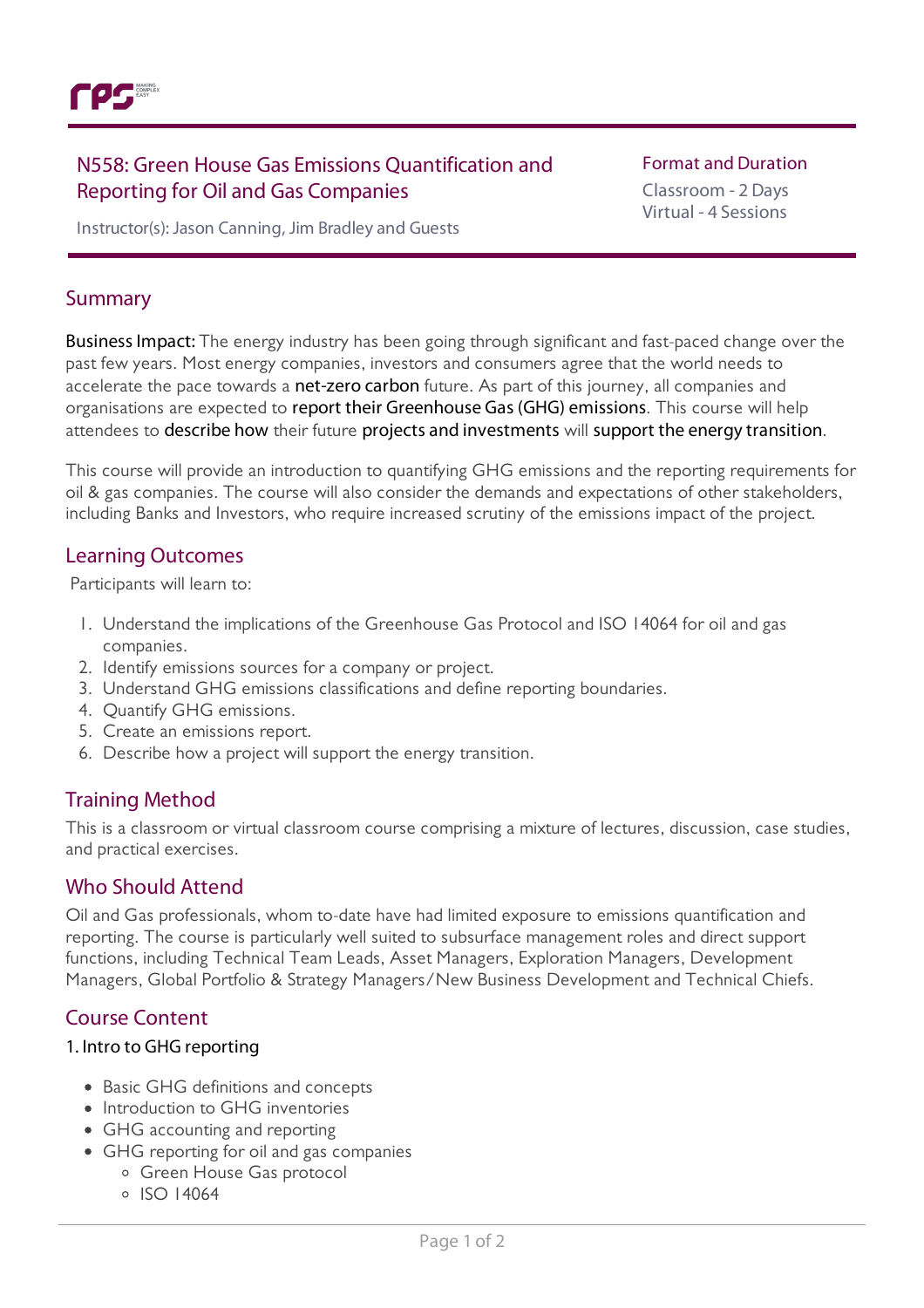# N558: Green House Gas Emissions Quantification and Reporting for Oil and Gas Companies

Instructor(s): Jason Canning, Jim Bradley and Guests

**Format and Duration**

Classroom - 2 Days
Virtual - 4 Sessions

## Summary

**Business Impact:** The energy industry has been going through significant and fast-paced change over the past few years. Most energy companies, investors and consumers agree that the world needs to accelerate the pace towards a **net-zero carbon** future. As part of this journey, all companies and organisations are expected to **report their Greenhouse Gas (GHG) emissions**. This course will help attendees to **describe how** their future **projects and investments** will **support the energy transition**.

This course will provide an introduction to quantifying GHG emissions and the reporting requirements for oil & gas companies. The course will also consider the demands and expectations of other stakeholders, including Banks and Investors, who require increased scrutiny of the emissions impact of the project.

## Learning Outcomes

Participants will learn to:

1. Understand the implications of the Greenhouse Gas Protocol and ISO 14064 for oil and gas companies.
2. Identify emissions sources for a company or project.
3. Understand GHG emissions classifications and define reporting boundaries.
4. Quantify GHG emissions.
5. Create an emissions report.
6. Describe how a project will support the energy transition.

## Training Method

This is a classroom or virtual classroom course comprising a mixture of lectures, discussion, case studies, and practical exercises.

## Who Should Attend

Oil and Gas professionals, whom to-date have had limited exposure to emissions quantification and reporting. The course is particularly well suited to subsurface management roles and direct support functions, including Technical Team Leads, Asset Managers, Exploration Managers, Development Managers, Global Portfolio & Strategy Managers/New Business Development and Technical Chiefs.

## Course Content

### 1. Intro to GHG reporting

- Basic GHG definitions and concepts
- Introduction to GHG inventories
- GHG accounting and reporting
- GHG reporting for oil and gas companies
  - Green House Gas protocol
  - ISO 14064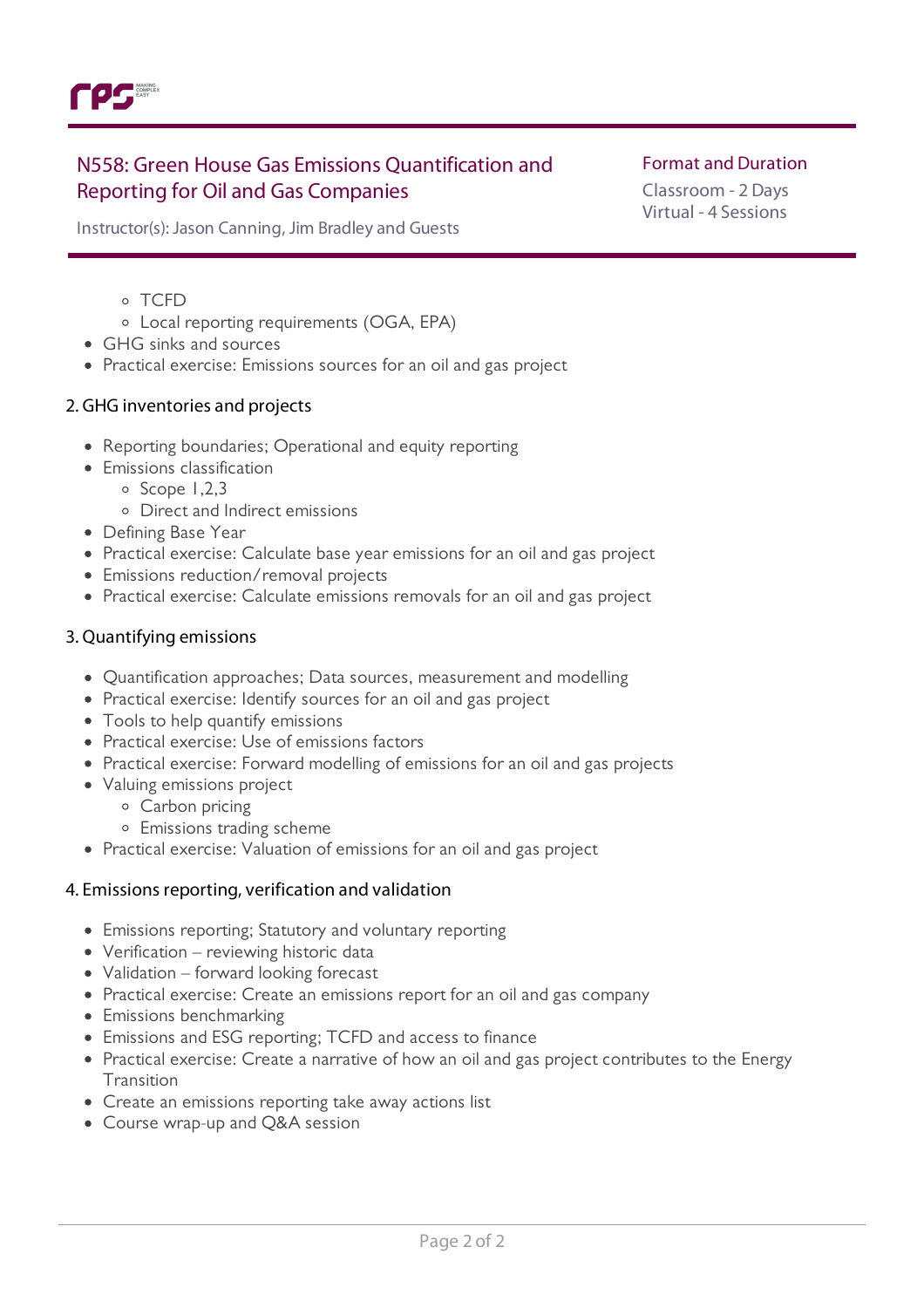- TCFD
    - Local reporting requirements (OGA, EPA)
- GHG sinks and sources
- Practical exercise: Emissions sources for an oil and gas project

### 2. GHG inventories and projects

- Reporting boundaries; Operational and equity reporting
- Emissions classification
    - Scope 1,2,3
    - Direct and Indirect emissions
- Defining Base Year
- Practical exercise: Calculate base year emissions for an oil and gas project
- Emissions reduction/removal projects
- Practical exercise: Calculate emissions removals for an oil and gas project

### 3. Quantifying emissions

- Quantification approaches; Data sources, measurement and modelling
- Practical exercise: Identify sources for an oil and gas project
- Tools to help quantify emissions
- Practical exercise: Use of emissions factors
- Practical exercise: Forward modelling of emissions for an oil and gas projects
- Valuing emissions project
    - Carbon pricing
    - Emissions trading scheme
- Practical exercise: Valuation of emissions for an oil and gas project

### 4. Emissions reporting, verification and validation

- Emissions reporting; Statutory and voluntary reporting
- Verification – reviewing historic data
- Validation – forward looking forecast
- Practical exercise: Create an emissions report for an oil and gas company
- Emissions benchmarking
- Emissions and ESG reporting; TCFD and access to finance
- Practical exercise: Create a narrative of how an oil and gas project contributes to the Energy Transition
- Create an emissions reporting take away actions list
- Course wrap-up and Q&A session